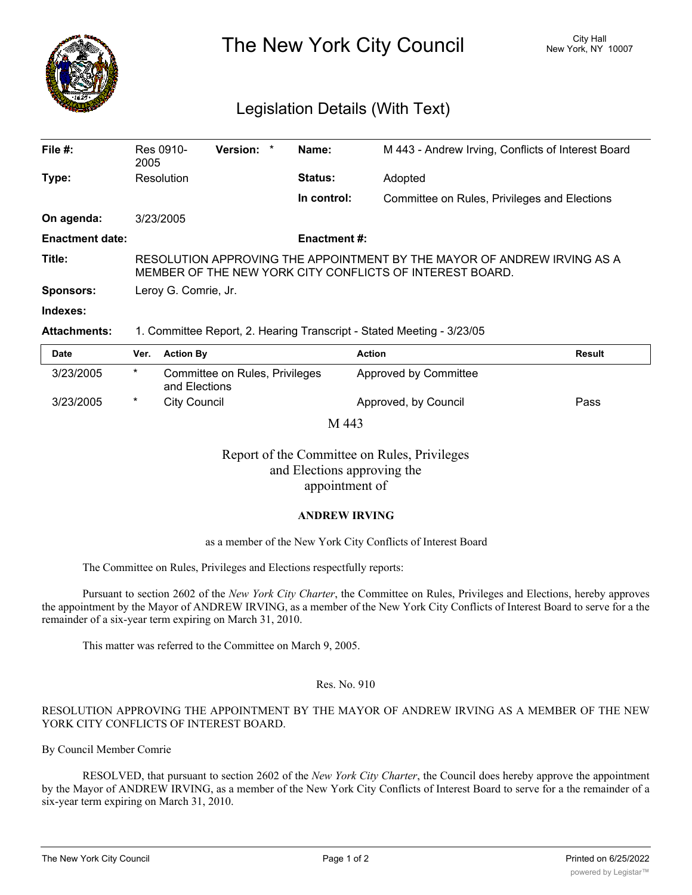# The New York City Council

City Hall
New York, NY 10007

## Legislation Details (With Text)

| | | | | | |
|---|---|---|---|---|---|
| **File #:** | Res 0910-2005 | **Version:** | * | **Name:** | M 443 - Andrew Irving, Conflicts of Interest Board |
| **Type:** | Resolution | | | **Status:** | Adopted |
| | | | | **In control:** | Committee on Rules, Privileges and Elections |
| **On agenda:** | 3/23/2005 | | | | |
| **Enactment date:** | | | | **Enactment #:** | |

**Title:** RESOLUTION APPROVING THE APPOINTMENT BY THE MAYOR OF ANDREW IRVING AS A MEMBER OF THE NEW YORK CITY CONFLICTS OF INTEREST BOARD.

**Sponsors:** Leroy G. Comrie, Jr.

**Indexes:**

**Attachments:** 1. Committee Report, 2. Hearing Transcript - Stated Meeting - 3/23/05

| Date | Ver. | Action By | Action | Result |
|---|---|---|---|---|
| 3/23/2005 | * | Committee on Rules, Privileges and Elections | Approved by Committee | |
| 3/23/2005 | * | City Council | Approved, by Council | Pass |

M 443

Report of the Committee on Rules, Privileges and Elections approving the appointment of

**ANDREW IRVING**

as a member of the New York City Conflicts of Interest Board

The Committee on Rules, Privileges and Elections respectfully reports:

Pursuant to section 2602 of the *New York City Charter*, the Committee on Rules, Privileges and Elections, hereby approves the appointment by the Mayor of ANDREW IRVING, as a member of the New York City Conflicts of Interest Board to serve for a the remainder of a six-year term expiring on March 31, 2010.

This matter was referred to the Committee on March 9, 2005.

Res. No. 910

RESOLUTION APPROVING THE APPOINTMENT BY THE MAYOR OF ANDREW IRVING AS A MEMBER OF THE NEW YORK CITY CONFLICTS OF INTEREST BOARD.

By Council Member Comrie

RESOLVED, that pursuant to section 2602 of the *New York City Charter*, the Council does hereby approve the appointment by the Mayor of ANDREW IRVING, as a member of the New York City Conflicts of Interest Board to serve for a the remainder of a six-year term expiring on March 31, 2010.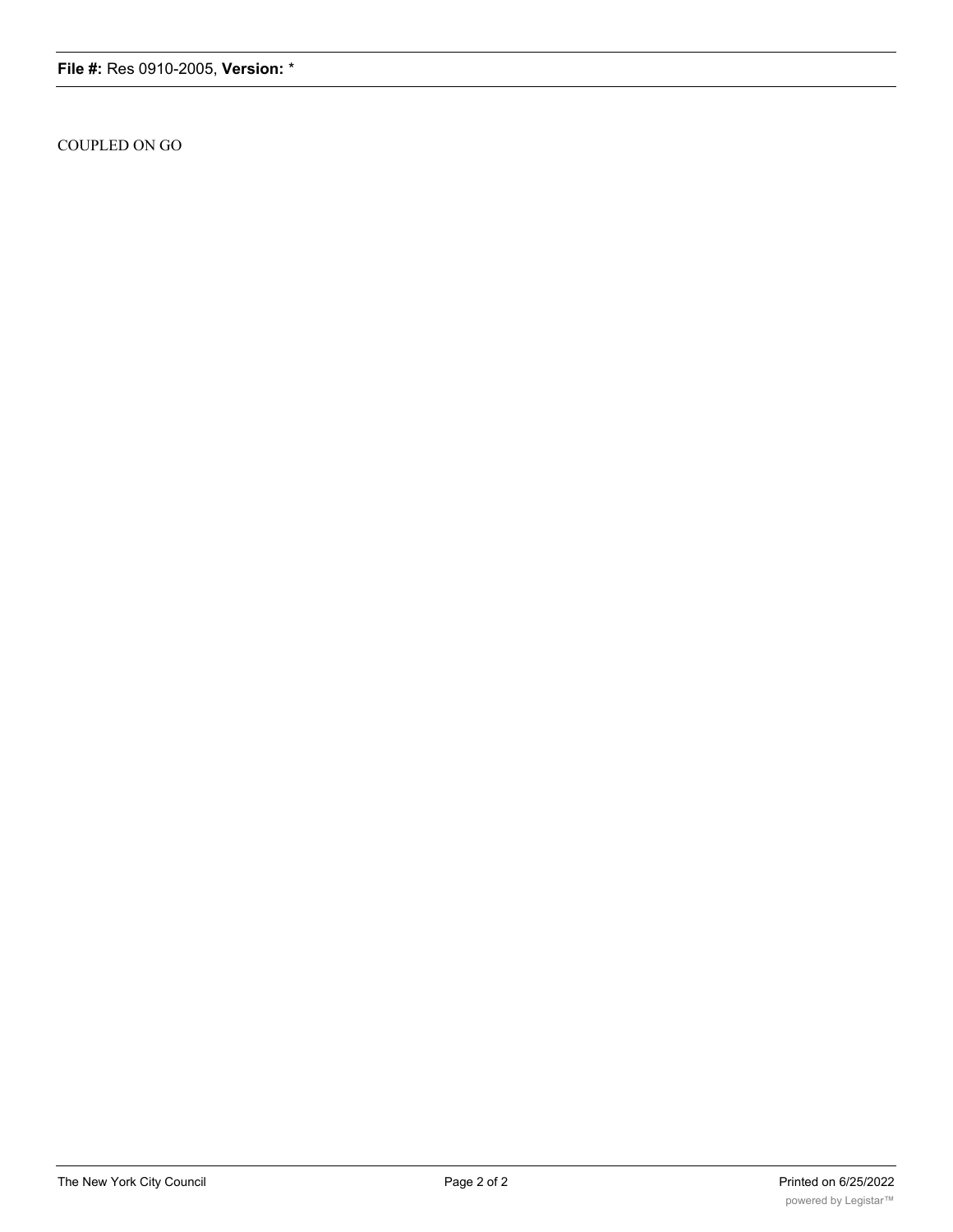COUPLED ON GO